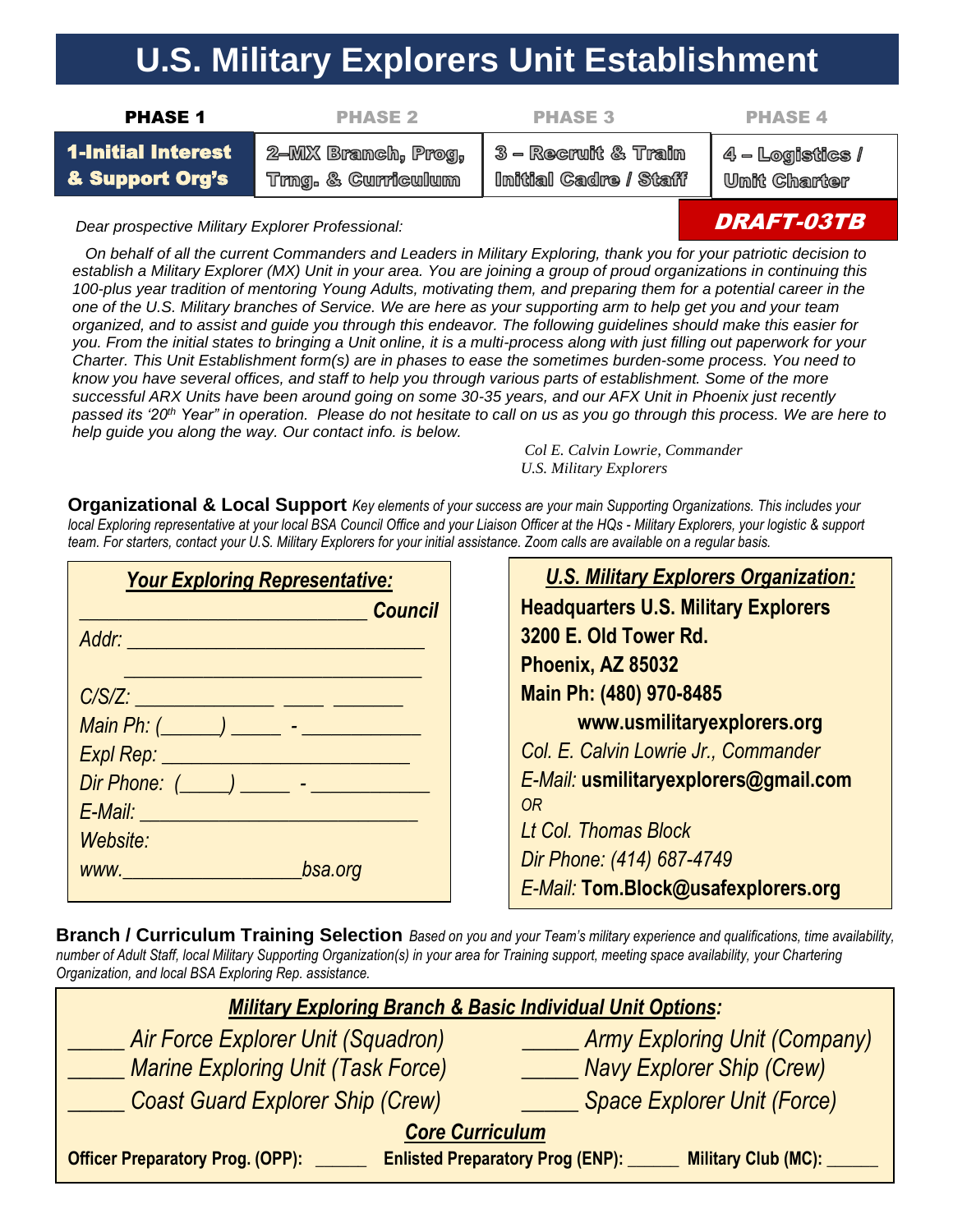# U.S. Military Explorers Unit Establishment

| PHASE 1 | PHASE 2 | PHASE 3 | PHASE 4 |
|---|---|---|---|
| **1-Initial Interest & Support Org's** | 2–MX Branch, Prog, Trng. & Curriculum | 3 – Recruit & Train Initial Cadre / Staff | 4 – Logistics / Unit Charter |

**DRAFT-03TB**

*Dear prospective Military Explorer Professional:*

*On behalf of all the current Commanders and Leaders in Military Exploring, thank you for your patriotic decision to establish a Military Explorer (MX) Unit in your area. You are joining a group of proud organizations in continuing this 100-plus year tradition of mentoring Young Adults, motivating them, and preparing them for a potential career in the one of the U.S. Military branches of Service. We are here as your supporting arm to help get you and your team organized, and to assist and guide you through this endeavor. The following guidelines should make this easier for you. From the initial states to bringing a Unit online, it is a multi-process along with just filling out paperwork for your Charter. This Unit Establishment form(s) are in phases to ease the sometimes burden-some process. You need to know you have several offices, and staff to help you through various parts of establishment. Some of the more successful ARX Units have been around going on some 30-35 years, and our AFX Unit in Phoenix just recently passed its '20th Year" in operation. Please do not hesitate to call on us as you go through this process. We are here to help guide you along the way. Our contact info. is below.*

*Col E. Calvin Lowrie, Commander*
*U.S. Military Explorers*

**Organizational & Local Support** *Key elements of your success are your main Supporting Organizations. This includes your local Exploring representative at your local BSA Council Office and your Liaison Officer at the HQs - Military Explorers, your logistic & support team. For starters, contact your U.S. Military Explorers for your initial assistance. Zoom calls are available on a regular basis.*

***Your Exploring Representative:***

_________________________ **Council**
*Addr:* ___________________________
___________________________
*C/S/Z:* _____________ ____ ______
*Main Ph:* (_____) _____ - ___________
*Expl Rep:* ________________________
*Dir Phone:* (_____) _____ - ___________
*E-Mail:* __________________________
*Website:*
*www.*_________________*bsa.org*

***U.S. Military Explorers Organization:***

**Headquarters U.S. Military Explorers**
**3200 E. Old Tower Rd.**
**Phoenix, AZ 85032**
**Main Ph: (480) 970-8485**
**www.usmilitaryexplorers.org**
*Col. E. Calvin Lowrie Jr., Commander*
*E-Mail:* **usmilitaryexplorers@gmail.com**
*OR*
*Lt Col. Thomas Block*
*Dir Phone: (414) 687-4749*
*E-Mail:* **Tom.Block@usafexplorers.org**

**Branch / Curriculum Training Selection** *Based on you and your Team's military experience and qualifications, time availability, number of Adult Staff, local Military Supporting Organization(s) in your area for Training support, meeting space availability, your Chartering Organization, and local BSA Exploring Rep. assistance.*

***Military Exploring Branch & Basic Individual Unit Options:***

_____ *Air Force Explorer Unit (Squadron)*
_____ *Army Exploring Unit (Company)*
_____ *Marine Exploring Unit (Task Force)*
_____ *Navy Explorer Ship (Crew)*
_____ *Coast Guard Explorer Ship (Crew)*
_____ *Space Explorer Unit (Force)*

***Core Curriculum***

**Officer Preparatory Prog. (OPP):** _____ **Enlisted Preparatory Prog (ENP):** _____ **Military Club (MC):** _____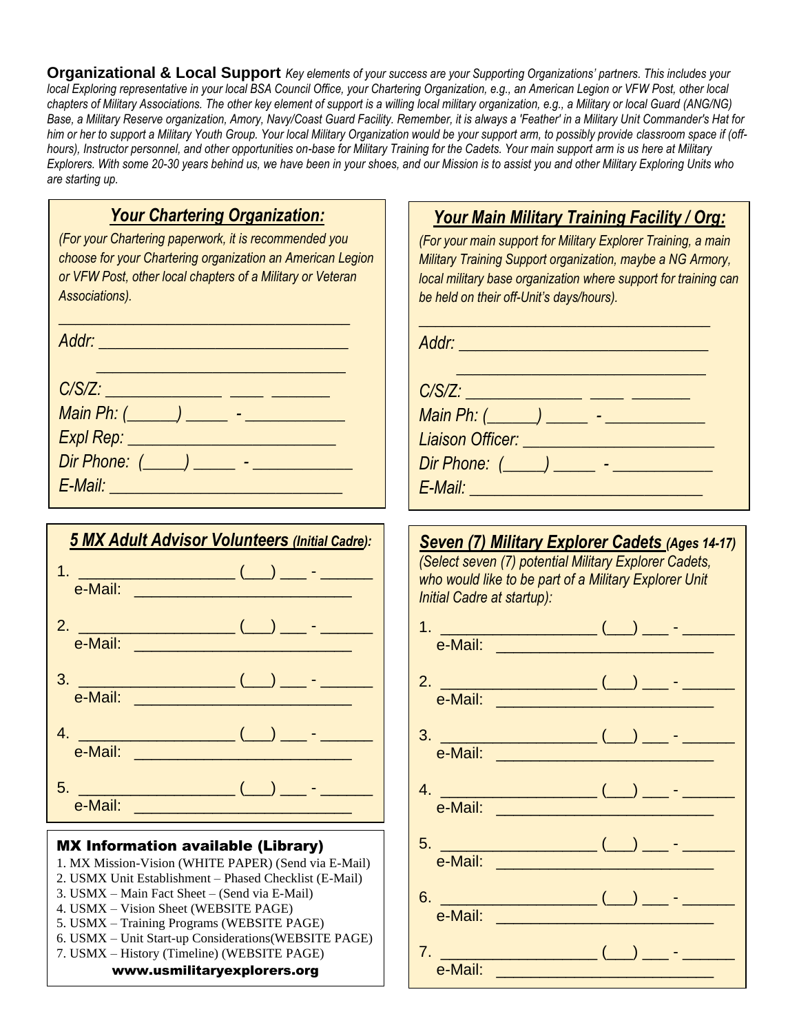**Organizational & Local Support** *Key elements of your success are your Supporting Organizations' partners. This includes your local Exploring representative in your local BSA Council Office, your Chartering Organization, e.g., an American Legion or VFW Post, other local chapters of Military Associations. The other key element of support is a willing local military organization, e.g., a Military or local Guard (ANG/NG) Base, a Military Reserve organization, Amory, Navy/Coast Guard Facility. Remember, it is always a 'Feather' in a Military Unit Commander's Hat for him or her to support a Military Youth Group. Your local Military Organization would be your support arm, to possibly provide classroom space if (off-hours), Instructor personnel, and other opportunities on-base for Military Training for the Cadets. Your main support arm is us here at Military Explorers. With some 20-30 years behind us, we have been in your shoes, and our Mission is to assist you and other Military Exploring Units who are starting up.*

### *Your Chartering Organization:*

*(For your Chartering paperwork, it is recommended you choose for your Chartering organization an American Legion or VFW Post, other local chapters of a Military or Veteran Associations).*

_______________________________

*Addr:* ___________________________

___________________________

*C/S/Z:* _____________ ____ ______

*Main Ph:* (_____) _____ - __________

*Expl Rep:* ______________________

*Dir Phone:* (_____) _____ - __________

*E-Mail:* ________________________

### *Your Main Military Training Facility / Org:*

*(For your main support for Military Explorer Training, a main Military Training Support organization, maybe a NG Armory, local military base organization where support for training can be held on their off-Unit's days/hours).*

_______________________________

*Addr:* ___________________________

___________________________

*C/S/Z:* _____________ ____ ______

*Main Ph:* (_____) _____ - __________

*Liaison Officer:* ____________________

*Dir Phone:* (_____) _____ - __________

*E-Mail:* ________________________

### *5 MX Adult Advisor Volunteers (Initial Cadre):*

1. _________________ (___) ___ - ______
   e-Mail: ________________________
2. _________________ (___) ___ - ______
   e-Mail: ________________________
3. _________________ (___) ___ - ______
   e-Mail: ________________________
4. _________________ (___) ___ - ______
   e-Mail: ________________________
5. _________________ (___) ___ - ______
   e-Mail: ________________________

### *Seven (7) Military Explorer Cadets (Ages 14-17)*

*(Select seven (7) potential Military Explorer Cadets, who would like to be part of a Military Explorer Unit Initial Cadre at startup):*

1. _________________ (___) ___ - ______
   e-Mail: ________________________
2. _________________ (___) ___ - ______
   e-Mail: ________________________
3. _________________ (___) ___ - ______
   e-Mail: ________________________
4. _________________ (___) ___ - ______
   e-Mail: ________________________
5. _________________ (___) ___ - ______
   e-Mail: ________________________
6. _________________ (___) ___ - ______
   e-Mail: ________________________
7. _________________ (___) ___ - ______
   e-Mail: ________________________

### MX Information available (Library)

1. MX Mission-Vision (WHITE PAPER) (Send via E-Mail)
2. USMX Unit Establishment – Phased Checklist (E-Mail)
3. USMX – Main Fact Sheet – (Send via E-Mail)
4. USMX – Vision Sheet (WEBSITE PAGE)
5. USMX – Training Programs (WEBSITE PAGE)
6. USMX – Unit Start-up Considerations(WEBSITE PAGE)
7. USMX – History (Timeline) (WEBSITE PAGE)

**www.usmilitaryexplorers.org**